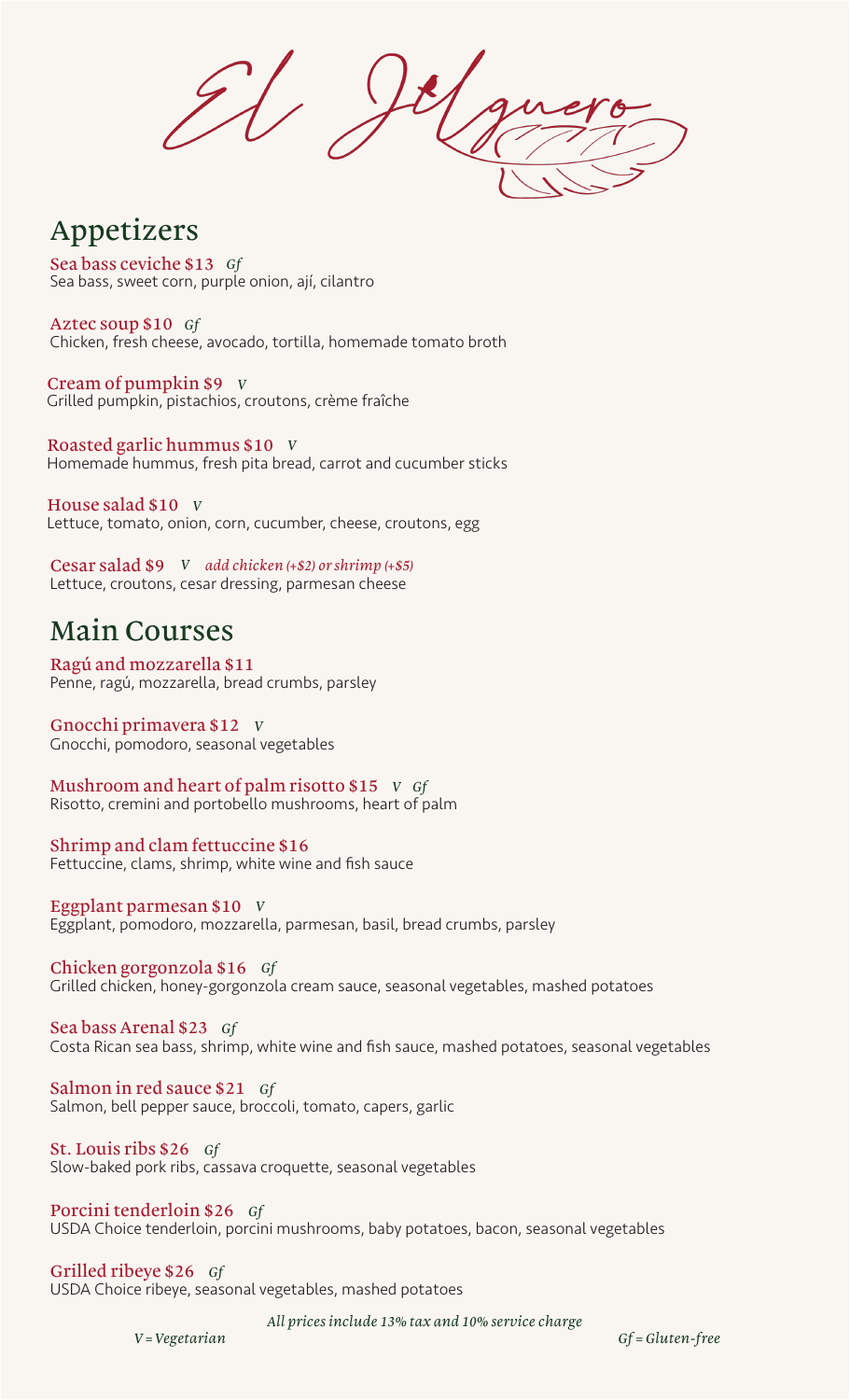# El Jilguero

## Appetizers

**Sea bass ceviche $13** *Gf*
Sea bass, sweet corn, purple onion, ají, cilantro

**Aztec soup $10** *Gf*
Chicken, fresh cheese, avocado, tortilla, homemade tomato broth

**Cream of pumpkin $9** *V*
Grilled pumpkin, pistachios, croutons, crème fraîche

**Roasted garlic hummus $10** *V*
Homemade hummus, fresh pita bread, carrot and cucumber sticks

**House salad $10** *V*
Lettuce, tomato, onion, corn, cucumber, cheese, croutons, egg

**Cesar salad $9** *V* *add chicken (+$2) or shrimp (+$5)*
Lettuce, croutons, cesar dressing, parmesan cheese

## Main Courses

**Ragú and mozzarella $11**
Penne, ragú, mozzarella, bread crumbs, parsley

**Gnocchi primavera $12** *V*
Gnocchi, pomodoro, seasonal vegetables

**Mushroom and heart of palm risotto $15** *V* *Gf*
Risotto, cremini and portobello mushrooms, heart of palm

**Shrimp and clam fettuccine $16**
Fettuccine, clams, shrimp, white wine and fish sauce

**Eggplant parmesan $10** *V*
Eggplant, pomodoro, mozzarella, parmesan, basil, bread crumbs, parsley

**Chicken gorgonzola $16** *Gf*
Grilled chicken, honey-gorgonzola cream sauce, seasonal vegetables, mashed potatoes

**Sea bass Arenal $23** *Gf*
Costa Rican sea bass, shrimp, white wine and fish sauce, mashed potatoes, seasonal vegetables

**Salmon in red sauce $21** *Gf*
Salmon, bell pepper sauce, broccoli, tomato, capers, garlic

**St. Louis ribs $26** *Gf*
Slow-baked pork ribs, cassava croquette, seasonal vegetables

**Porcini tenderloin $26** *Gf*
USDA Choice tenderloin, porcini mushrooms, baby potatoes, bacon, seasonal vegetables

**Grilled ribeye $26** *Gf*
USDA Choice ribeye, seasonal vegetables, mashed potatoes

*All prices include 13% tax and 10% service charge*

*V = Vegetarian* *Gf = Gluten-free*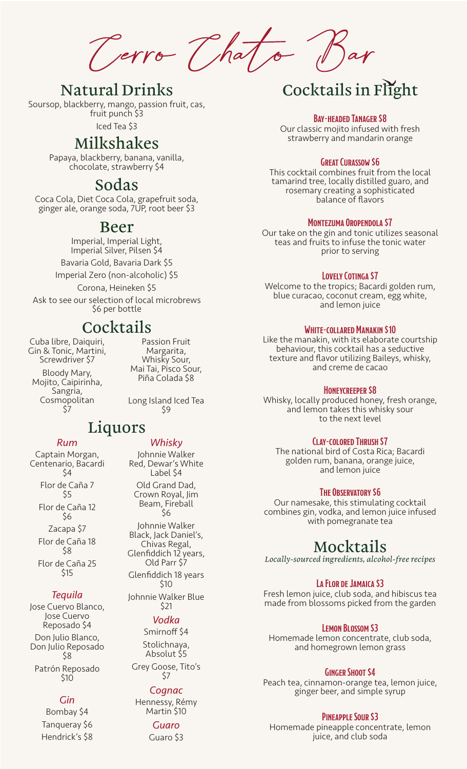# Cerro Chato Bar

## Natural Drinks

Soursop, blackberry, mango, passion fruit, cas, fruit punch $3

Iced Tea $3

## Milkshakes

Papaya, blackberry, banana, vanilla, chocolate, strawberry $4

## Sodas

Coca Cola, Diet Coca Cola, grapefruit soda, ginger ale, orange soda, 7UP, root beer $3

## Beer

Imperial, Imperial Light, Imperial Silver, Pilsen $4

Bavaria Gold, Bavaria Dark $5

Imperial Zero (non-alcoholic) $5

Corona, Heineken $5

Ask to see our selection of local microbrews $6 per bottle

## Cocktails

Cuba libre, Daiquiri, Gin & Tonic, Martini, Screwdriver $7

Bloody Mary, Mojito, Caipirinha, Sangria, Cosmopolitan $7

Passion Fruit Margarita, Whisky Sour, Mai Tai, Pisco Sour, Piña Colada $8

Long Island Iced Tea $9

## Liquors

### *Rum*

Captain Morgan, Centenario, Bacardi $4

Flor de Caña 7 $5

Flor de Caña 12 $6

Zacapa $7

Flor de Caña 18 $8

Flor de Caña 25 $15

### *Tequila*

Jose Cuervo Blanco, Jose Cuervo Reposado $4

Don Julio Blanco, Don Julio Reposado $8

Patrón Reposado $10

### *Gin*

Bombay $4

Tanqueray $6

Hendrick's $8

### *Whisky*

Johnnie Walker Red, Dewar's White Label $4

Old Grand Dad, Crown Royal, Jim Beam, Fireball $6

Johnnie Walker Black, Jack Daniel's, Chivas Regal, Glenfiddich 12 years, Old Parr $7

Glenfiddich 18 years $10

Johnnie Walker Blue $21

### *Vodka*

Smirnoff $4

Stolichnaya, Absolut $5

Grey Goose, Tito's $7

### *Cognac*

Hennessy, Rémy Martin $10

### *Guaro*

Guaro $3

## Cocktails in Flight

**Bay-headed Tanager $8**
Our classic mojito infused with fresh strawberry and mandarin orange

**Great Curassow $6**
This cocktail combines fruit from the local tamarind tree, locally distilled guaro, and rosemary creating a sophisticated balance of flavors

**Montezuma Oropendola $7**
Our take on the gin and tonic utilizes seasonal teas and fruits to infuse the tonic water prior to serving

**Lovely Cotinga $7**
Welcome to the tropics; Bacardi golden rum, blue curacao, coconut cream, egg white, and lemon juice

**White-collared Manakin $10**
Like the manakin, with its elaborate courtship behaviour, this cocktail has a seductive texture and flavor utilizing Baileys, whisky, and creme de cacao

**Honeycreeper $8**
Whisky, locally produced honey, fresh orange, and lemon takes this whisky sour to the next level

**Clay-colored Thrush $7**
The national bird of Costa Rica; Bacardi golden rum, banana, orange juice, and lemon juice

**The Observatory $6**
Our namesake, this stimulating cocktail combines gin, vodka, and lemon juice infused with pomegranate tea

## Mocktails

*Locally-sourced ingredients, alcohol-free recipes*

**La Flor de Jamaica $3**
Fresh lemon juice, club soda, and hibiscus tea made from blossoms picked from the garden

**Lemon Blossom $3**
Homemade lemon concentrate, club soda, and homegrown lemon grass

**Ginger Shoot $4**
Peach tea, cinnamon-orange tea, lemon juice, ginger beer, and simple syrup

**Pineapple Sour $3**
Homemade pineapple concentrate, lemon juice, and club soda